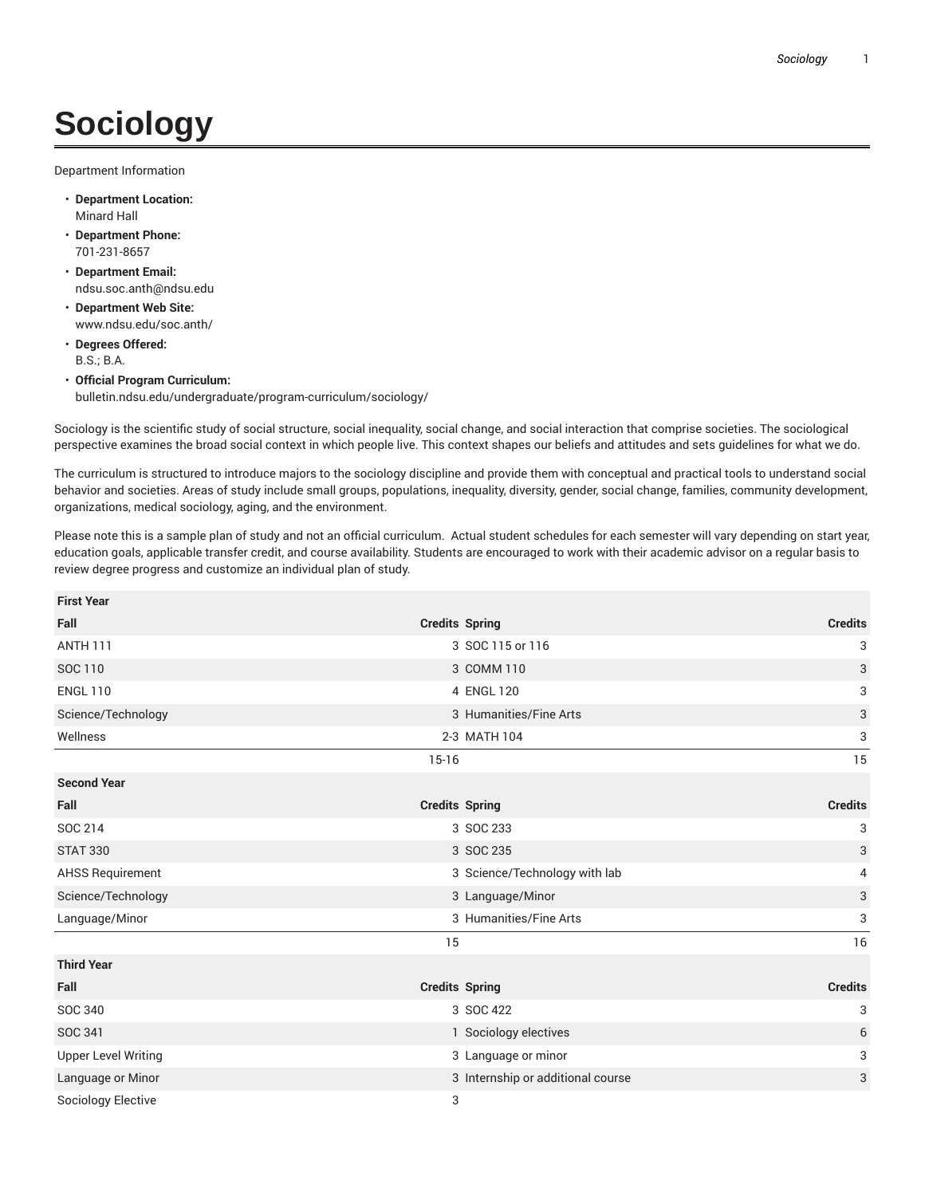# Sociology

Department Information

- **Department Location:**
  Minard Hall
- **Department Phone:**
  701-231-8657
- **Department Email:**
  ndsu.soc.anth@ndsu.edu
- **Department Web Site:**
  www.ndsu.edu/soc.anth/
- **Degrees Offered:**
  B.S.; B.A.
- **Official Program Curriculum:**
  bulletin.ndsu.edu/undergraduate/program-curriculum/sociology/

Sociology is the scientific study of social structure, social inequality, social change, and social interaction that comprise societies. The sociological perspective examines the broad social context in which people live. This context shapes our beliefs and attitudes and sets guidelines for what we do.

The curriculum is structured to introduce majors to the sociology discipline and provide them with conceptual and practical tools to understand social behavior and societies. Areas of study include small groups, populations, inequality, diversity, gender, social change, families, community development, organizations, medical sociology, aging, and the environment.

Please note this is a sample plan of study and not an official curriculum. Actual student schedules for each semester will vary depending on start year, education goals, applicable transfer credit, and course availability. Students are encouraged to work with their academic advisor on a regular basis to review degree progress and customize an individual plan of study.

| **First Year** | | | |
|---|---|---|---|
| **Fall** | **Credits** | **Spring** | **Credits** |
| ANTH 111 | 3 | SOC 115 or 116 | 3 |
| SOC 110 | 3 | COMM 110 | 3 |
| ENGL 110 | 4 | ENGL 120 | 3 |
| Science/Technology | 3 | Humanities/Fine Arts | 3 |
| Wellness | 2-3 | MATH 104 | 3 |
| | 15-16 | | 15 |
| **Second Year** | | | |
| **Fall** | **Credits** | **Spring** | **Credits** |
| SOC 214 | 3 | SOC 233 | 3 |
| STAT 330 | 3 | SOC 235 | 3 |
| AHSS Requirement | 3 | Science/Technology with lab | 4 |
| Science/Technology | 3 | Language/Minor | 3 |
| Language/Minor | 3 | Humanities/Fine Arts | 3 |
| | 15 | | 16 |
| **Third Year** | | | |
| **Fall** | **Credits** | **Spring** | **Credits** |
| SOC 340 | 3 | SOC 422 | 3 |
| SOC 341 | 1 | Sociology electives | 6 |
| Upper Level Writing | 3 | Language or minor | 3 |
| Language or Minor | 3 | Internship or additional course | 3 |
| Sociology Elective | 3 | | |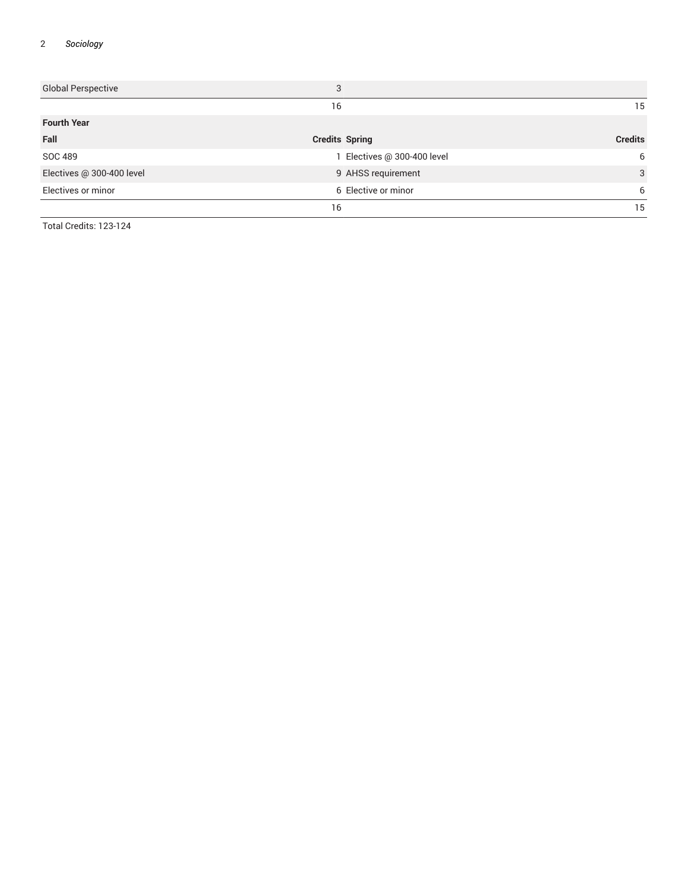| | | | |
|---|---|---|---|
| Global Perspective | 3 | | |
| | 16 | | 15 |
| **Fourth Year** | | | |
| **Fall** | **Credits** | **Spring** | **Credits** |
| SOC 489 | 1 | Electives @ 300-400 level | 6 |
| Electives @ 300-400 level | 9 | AHSS requirement | 3 |
| Electives or minor | 6 | Elective or minor | 6 |
| | 16 | | 15 |

Total Credits: 123-124